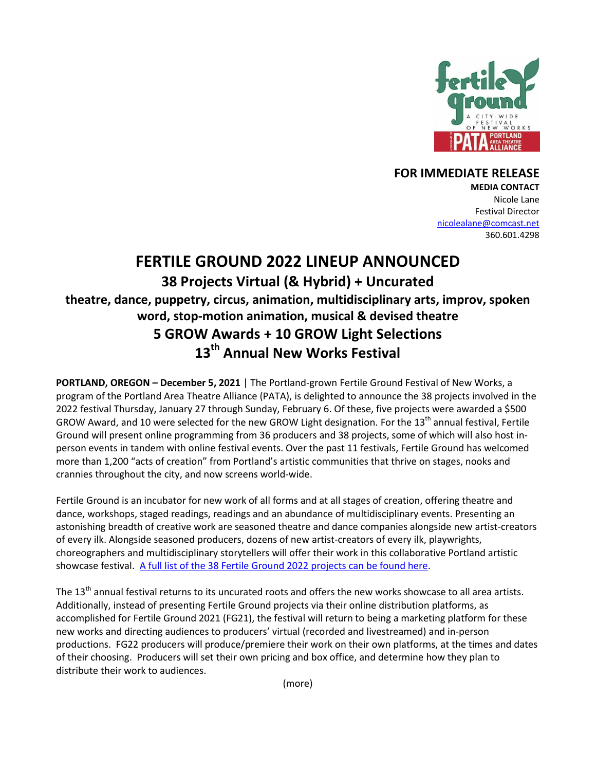**FOR IMMEDIATE RELEASE**

**MEDIA CONTACT**
Nicole Lane
Festival Director
[nicolealane@comcast.net](mailto:nicolealane@comcast.net)
360.601.4298

# FERTILE GROUND 2022 LINEUP ANNOUNCED

## 38 Projects Virtual (& Hybrid) + Uncurated

### theatre, dance, puppetry, circus, animation, multidisciplinary arts, improv, spoken word, stop-motion animation, musical & devised theatre

## 5 GROW Awards + 10 GROW Light Selections

## 13th Annual New Works Festival

**PORTLAND, OREGON – December 5, 2021** | The Portland-grown Fertile Ground Festival of New Works, a program of the Portland Area Theatre Alliance (PATA), is delighted to announce the 38 projects involved in the 2022 festival Thursday, January 27 through Sunday, February 6. Of these, five projects were awarded a $500 GROW Award, and 10 were selected for the new GROW Light designation. For the 13th annual festival, Fertile Ground will present online programming from 36 producers and 38 projects, some of which will also host in-person events in tandem with online festival events. Over the past 11 festivals, Fertile Ground has welcomed more than 1,200 "acts of creation" from Portland's artistic communities that thrive on stages, nooks and crannies throughout the city, and now screens world-wide.

Fertile Ground is an incubator for new work of all forms and at all stages of creation, offering theatre and dance, workshops, staged readings, readings and an abundance of multidisciplinary events. Presenting an astonishing breadth of creative work are seasoned theatre and dance companies alongside new artist-creators of every ilk. Alongside seasoned producers, dozens of new artist-creators of every ilk, playwrights, choreographers and multidisciplinary storytellers will offer their work in this collaborative Portland artistic showcase festival. [A full list of the 38 Fertile Ground 2022 projects can be found here](#).

The 13th annual festival returns to its uncurated roots and offers the new works showcase to all area artists. Additionally, instead of presenting Fertile Ground projects via their online distribution platforms, as accomplished for Fertile Ground 2021 (FG21), the festival will return to being a marketing platform for these new works and directing audiences to producers' virtual (recorded and livestreamed) and in-person productions. FG22 producers will produce/premiere their work on their own platforms, at the times and dates of their choosing. Producers will set their own pricing and box office, and determine how they plan to distribute their work to audiences.

(more)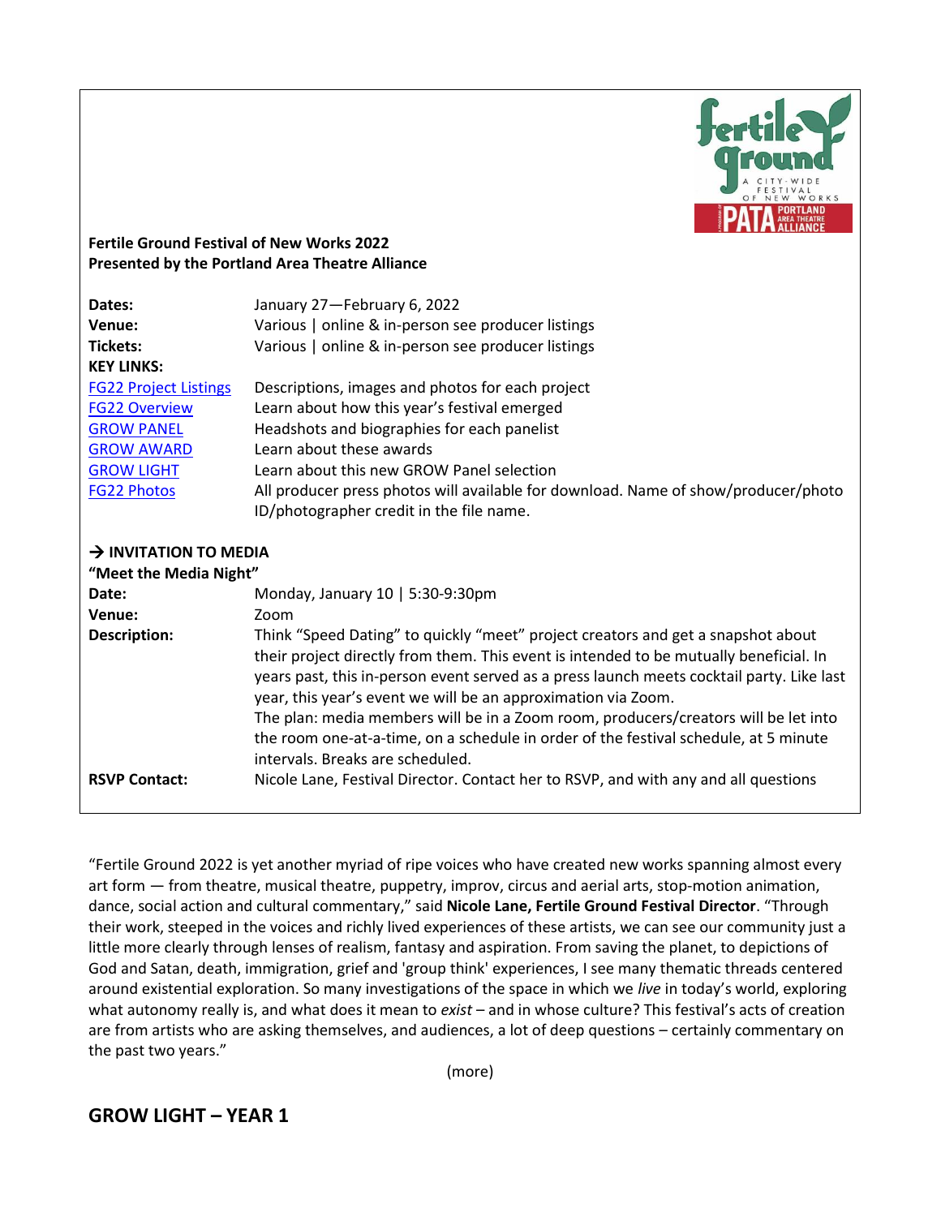**Fertile Ground Festival of New Works 2022**
**Presented by the Portland Area Theatre Alliance**

| | |
|---|---|
| **Dates:** | January 27—February 6, 2022 |
| **Venue:** | Various \| online & in-person see producer listings |
| **Tickets:** | Various \| online & in-person see producer listings |
| **KEY LINKS:** | |
| FG22 Project Listings | Descriptions, images and photos for each project |
| FG22 Overview | Learn about how this year's festival emerged |
| GROW PANEL | Headshots and biographies for each panelist |
| GROW AWARD | Learn about these awards |
| GROW LIGHT | Learn about this new GROW Panel selection |
| FG22 Photos | All producer press photos will available for download. Name of show/producer/photo ID/photographer credit in the file name. |

**→ INVITATION TO MEDIA**
**"Meet the Media Night"**

| | |
|---|---|
| **Date:** | Monday, January 10 \| 5:30-9:30pm |
| **Venue:** | Zoom |
| **Description:** | Think "Speed Dating" to quickly "meet" project creators and get a snapshot about their project directly from them. This event is intended to be mutually beneficial. In years past, this in-person event served as a press launch meets cocktail party. Like last year, this year's event we will be an approximation via Zoom. The plan: media members will be in a Zoom room, producers/creators will be let into the room one-at-a-time, on a schedule in order of the festival schedule, at 5 minute intervals. Breaks are scheduled. |
| **RSVP Contact:** | Nicole Lane, Festival Director. Contact her to RSVP, and with any and all questions |

"Fertile Ground 2022 is yet another myriad of ripe voices who have created new works spanning almost every art form — from theatre, musical theatre, puppetry, improv, circus and aerial arts, stop-motion animation, dance, social action and cultural commentary," said **Nicole Lane, Fertile Ground Festival Director**. "Through their work, steeped in the voices and richly lived experiences of these artists, we can see our community just a little more clearly through lenses of realism, fantasy and aspiration. From saving the planet, to depictions of God and Satan, death, immigration, grief and 'group think' experiences, I see many thematic threads centered around existential exploration. So many investigations of the space in which we *live* in today's world, exploring what autonomy really is, and what does it mean to *exist* – and in whose culture? This festival's acts of creation are from artists who are asking themselves, and audiences, a lot of deep questions – certainly commentary on the past two years."

(more)

## GROW LIGHT – YEAR 1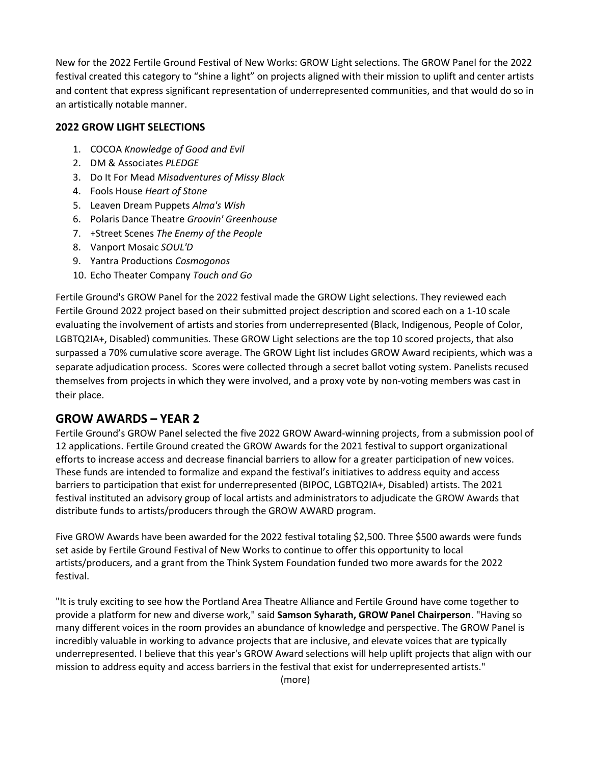New for the 2022 Fertile Ground Festival of New Works: GROW Light selections. The GROW Panel for the 2022 festival created this category to "shine a light" on projects aligned with their mission to uplift and center artists and content that express significant representation of underrepresented communities, and that would do so in an artistically notable manner.

### 2022 GROW LIGHT SELECTIONS

1. COCOA *Knowledge of Good and Evil*
2. DM & Associates *PLEDGE*
3. Do It For Mead *Misadventures of Missy Black*
4. Fools House *Heart of Stone*
5. Leaven Dream Puppets *Alma's Wish*
6. Polaris Dance Theatre *Groovin' Greenhouse*
7. +Street Scenes *The Enemy of the People*
8. Vanport Mosaic *SOUL'D*
9. Yantra Productions *Cosmogonos*
10. Echo Theater Company *Touch and Go*

Fertile Ground's GROW Panel for the 2022 festival made the GROW Light selections. They reviewed each Fertile Ground 2022 project based on their submitted project description and scored each on a 1-10 scale evaluating the involvement of artists and stories from underrepresented (Black, Indigenous, People of Color, LGBTQ2IA+, Disabled) communities. These GROW Light selections are the top 10 scored projects, that also surpassed a 70% cumulative score average. The GROW Light list includes GROW Award recipients, which was a separate adjudication process. Scores were collected through a secret ballot voting system. Panelists recused themselves from projects in which they were involved, and a proxy vote by non-voting members was cast in their place.

## GROW AWARDS – YEAR 2

Fertile Ground's GROW Panel selected the five 2022 GROW Award-winning projects, from a submission pool of 12 applications. Fertile Ground created the GROW Awards for the 2021 festival to support organizational efforts to increase access and decrease financial barriers to allow for a greater participation of new voices. These funds are intended to formalize and expand the festival's initiatives to address equity and access barriers to participation that exist for underrepresented (BIPOC, LGBTQ2IA+, Disabled) artists. The 2021 festival instituted an advisory group of local artists and administrators to adjudicate the GROW Awards that distribute funds to artists/producers through the GROW AWARD program.

Five GROW Awards have been awarded for the 2022 festival totaling $2,500. Three $500 awards were funds set aside by Fertile Ground Festival of New Works to continue to offer this opportunity to local artists/producers, and a grant from the Think System Foundation funded two more awards for the 2022 festival.

"It is truly exciting to see how the Portland Area Theatre Alliance and Fertile Ground have come together to provide a platform for new and diverse work," said **Samson Syharath, GROW Panel Chairperson**. "Having so many different voices in the room provides an abundance of knowledge and perspective. The GROW Panel is incredibly valuable in working to advance projects that are inclusive, and elevate voices that are typically underrepresented. I believe that this year's GROW Award selections will help uplift projects that align with our mission to address equity and access barriers in the festival that exist for underrepresented artists."

(more)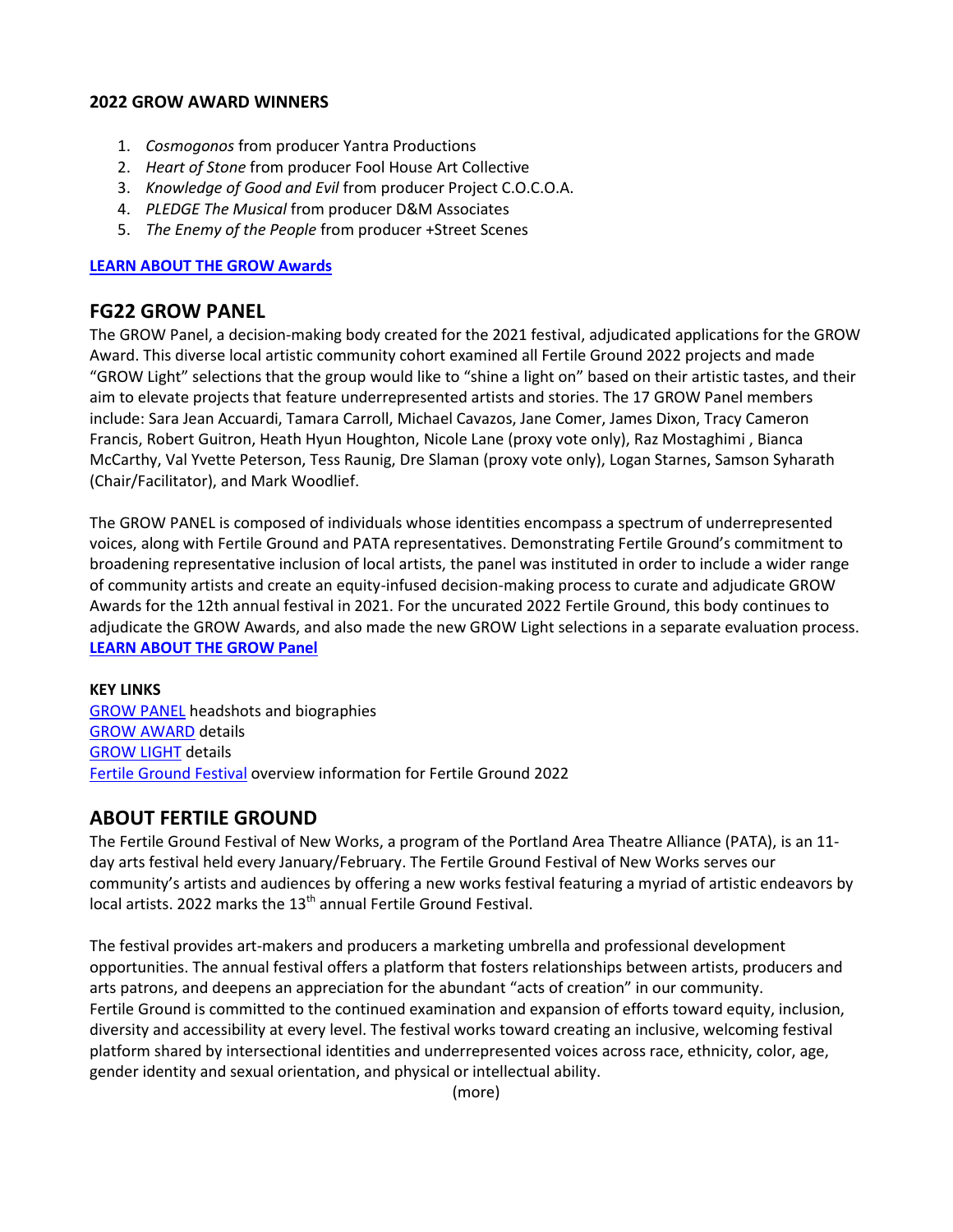**2022 GROW AWARD WINNERS**

1. *Cosmogonos* from producer Yantra Productions
2. *Heart of Stone* from producer Fool House Art Collective
3. *Knowledge of Good and Evil* from producer Project C.O.C.O.A.
4. *PLEDGE The Musical* from producer D&M Associates
5. *The Enemy of the People* from producer +Street Scenes

**LEARN ABOUT THE GROW Awards**

## FG22 GROW PANEL

The GROW Panel, a decision-making body created for the 2021 festival, adjudicated applications for the GROW Award. This diverse local artistic community cohort examined all Fertile Ground 2022 projects and made "GROW Light" selections that the group would like to "shine a light on" based on their artistic tastes, and their aim to elevate projects that feature underrepresented artists and stories. The 17 GROW Panel members include: Sara Jean Accuardi, Tamara Carroll, Michael Cavazos, Jane Comer, James Dixon, Tracy Cameron Francis, Robert Guitron, Heath Hyun Houghton, Nicole Lane (proxy vote only), Raz Mostaghimi , Bianca McCarthy, Val Yvette Peterson, Tess Raunig, Dre Slaman (proxy vote only), Logan Starnes, Samson Syharath (Chair/Facilitator), and Mark Woodlief.

The GROW PANEL is composed of individuals whose identities encompass a spectrum of underrepresented voices, along with Fertile Ground and PATA representatives. Demonstrating Fertile Ground's commitment to broadening representative inclusion of local artists, the panel was instituted in order to include a wider range of community artists and create an equity-infused decision-making process to curate and adjudicate GROW Awards for the 12th annual festival in 2021. For the uncurated 2022 Fertile Ground, this body continues to adjudicate the GROW Awards, and also made the new GROW Light selections in a separate evaluation process. **LEARN ABOUT THE GROW Panel**

**KEY LINKS**
GROW PANEL headshots and biographies
GROW AWARD details
GROW LIGHT details
Fertile Ground Festival overview information for Fertile Ground 2022

## ABOUT FERTILE GROUND

The Fertile Ground Festival of New Works, a program of the Portland Area Theatre Alliance (PATA), is an 11-day arts festival held every January/February. The Fertile Ground Festival of New Works serves our community's artists and audiences by offering a new works festival featuring a myriad of artistic endeavors by local artists. 2022 marks the 13th annual Fertile Ground Festival.

The festival provides art-makers and producers a marketing umbrella and professional development opportunities. The annual festival offers a platform that fosters relationships between artists, producers and arts patrons, and deepens an appreciation for the abundant "acts of creation" in our community. Fertile Ground is committed to the continued examination and expansion of efforts toward equity, inclusion, diversity and accessibility at every level. The festival works toward creating an inclusive, welcoming festival platform shared by intersectional identities and underrepresented voices across race, ethnicity, color, age, gender identity and sexual orientation, and physical or intellectual ability.

(more)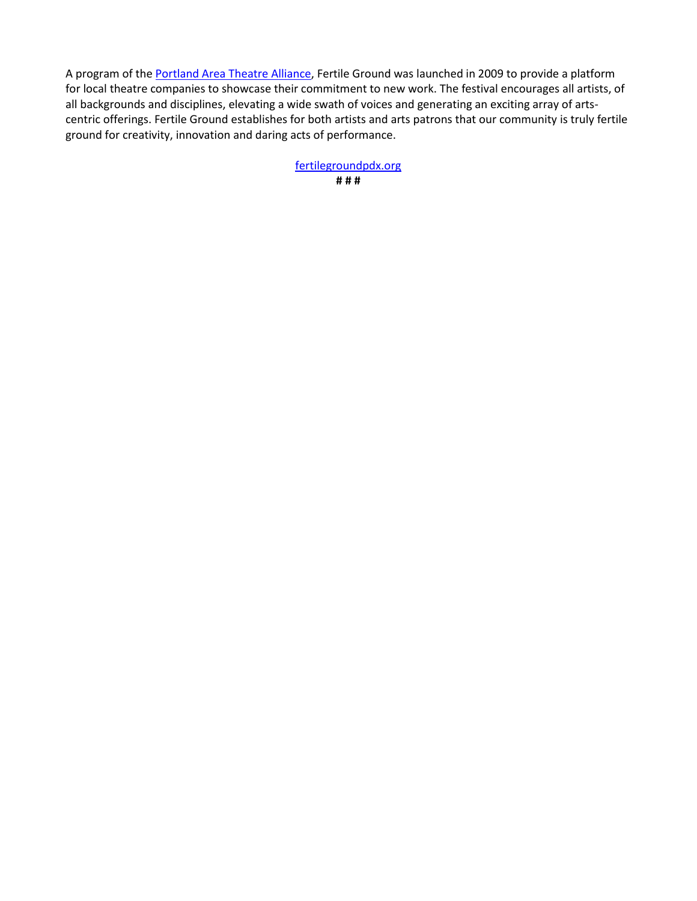A program of the Portland Area Theatre Alliance, Fertile Ground was launched in 2009 to provide a platform for local theatre companies to showcase their commitment to new work. The festival encourages all artists, of all backgrounds and disciplines, elevating a wide swath of voices and generating an exciting array of arts-centric offerings. Fertile Ground establishes for both artists and arts patrons that our community is truly fertile ground for creativity, innovation and daring acts of performance.

fertilegroundpdx.org

**# # #**